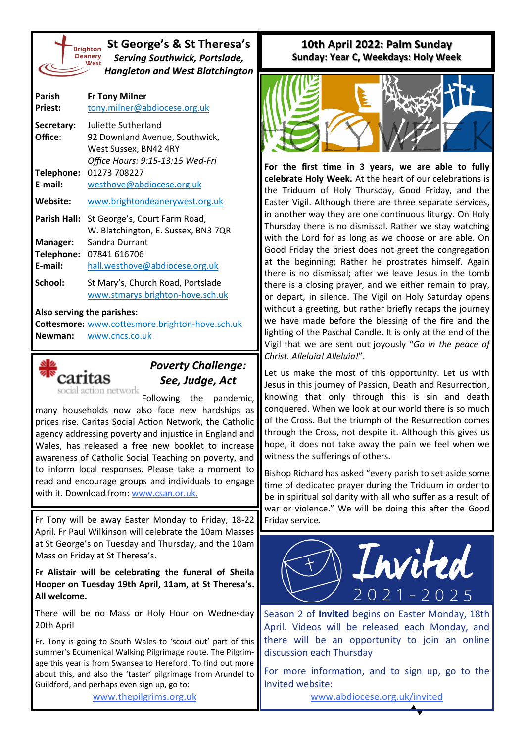# St George's & St Theresa's

***Serving Southwick, Portslade, Hangleton and West Blatchington***

**Parish Priest:** **Fr Tony Milner**
tony.milner@abdiocese.org.uk

**Secretary:** Juliette Sutherland
**Office:** 92 Downland Avenue, Southwick, West Sussex, BN42 4RY
*Office Hours: 9:15-13:15 Wed-Fri*
**Telephone:** 01273 708227
**E-mail:** westhove@abdiocese.org.uk

**Website:** www.brightondeanerywest.org.uk

**Parish Hall:** St George's, Court Farm Road, W. Blatchington, E. Sussex, BN3 7QR
**Manager:** Sandra Durrant
**Telephone:** 07841 616706
**E-mail:** hall.westhove@abdiocese.org.uk

**School:** St Mary's, Church Road, Portslade
www.stmarys.brighton-hove.sch.uk

**Also serving the parishes:**
**Cottesmore:** www.cottesmore.brighton-hove.sch.uk
**Newman:** www.cncs.co.uk

## *Poverty Challenge: See, Judge, Act*

Following the pandemic, many households now also face new hardships as prices rise. Caritas Social Action Network, the Catholic agency addressing poverty and injustice in England and Wales, has released a free new booklet to increase awareness of Catholic Social Teaching on poverty, and to inform local responses. Please take a moment to read and encourage groups and individuals to engage with it. Download from: www.csan.or.uk.

Fr Tony will be away Easter Monday to Friday, 18-22 April. Fr Paul Wilkinson will celebrate the 10am Masses at St George's on Tuesday and Thursday, and the 10am Mass on Friday at St Theresa's.

**Fr Alistair will be celebrating the funeral of Sheila Hooper on Tuesday 19th April, 11am, at St Theresa's. All welcome.**

There will be no Mass or Holy Hour on Wednesday 20th April

Fr. Tony is going to South Wales to 'scout out' part of this summer's Ecumenical Walking Pilgrimage route. The Pilgrimage this year is from Swansea to Hereford. To find out more about this, and also the 'taster' pilgrimage from Arundel to Guildford, and perhaps even sign up, go to:

www.thepilgrims.org.uk

## 10th April 2022: Palm Sunday

**Sunday: Year C, Weekdays: Holy Week**

**For the first time in 3 years, we are able to fully celebrate Holy Week.** At the heart of our celebrations is the Triduum of Holy Thursday, Good Friday, and the Easter Vigil. Although there are three separate services, in another way they are one continuous liturgy. On Holy Thursday there is no dismissal. Rather we stay watching with the Lord for as long as we choose or are able. On Good Friday the priest does not greet the congregation at the beginning; Rather he prostrates himself. Again there is no dismissal; after we leave Jesus in the tomb there is a closing prayer, and we either remain to pray, or depart, in silence. The Vigil on Holy Saturday opens without a greeting, but rather briefly recaps the journey we have made before the blessing of the fire and the lighting of the Paschal Candle. It is only at the end of the Vigil that we are sent out joyously "*Go in the peace of Christ. Alleluia! Alleluia!*".

Let us make the most of this opportunity. Let us with Jesus in this journey of Passion, Death and Resurrection, knowing that only through this is sin and death conquered. When we look at our world there is so much of the Cross. But the triumph of the Resurrection comes through the Cross, not despite it. Although this gives us hope, it does not take away the pain we feel when we witness the sufferings of others.

Bishop Richard has asked "every parish to set aside some time of dedicated prayer during the Triduum in order to be in spiritual solidarity with all who suffer as a result of war or violence." We will be doing this after the Good Friday service.

## Invited 2021-2025

Season 2 of **Invited** begins on Easter Monday, 18th April. Videos will be released each Monday, and there will be an opportunity to join an online discussion each Thursday

For more information, and to sign up, go to the Invited website:

www.abdiocese.org.uk/invited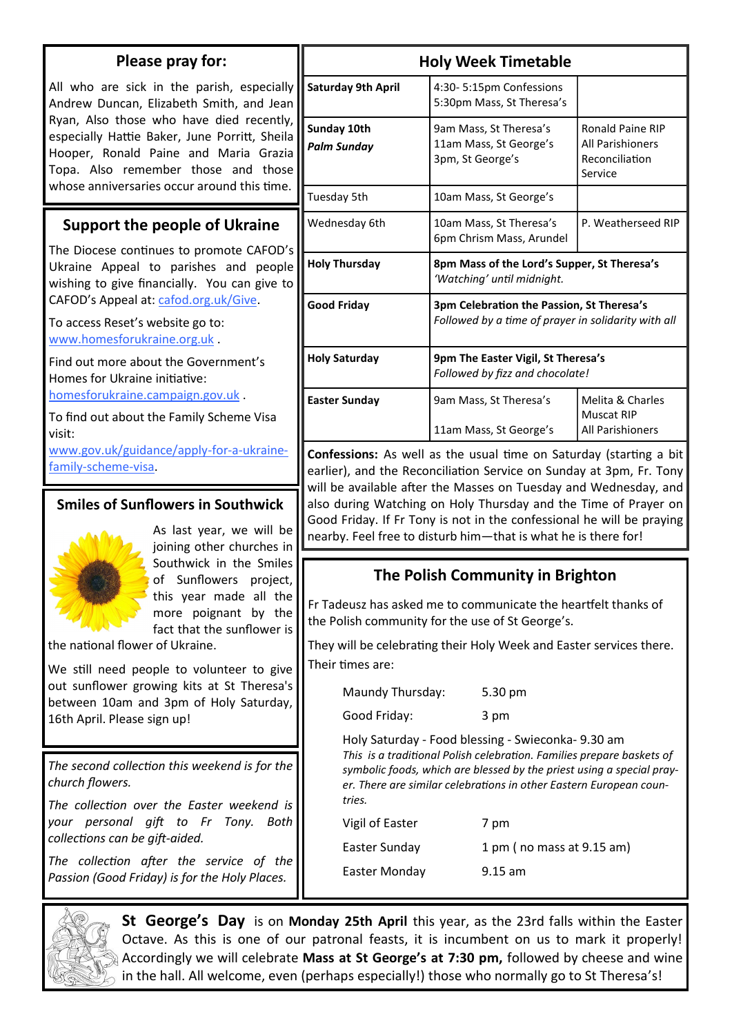## Please pray for:

All who are sick in the parish, especially Andrew Duncan, Elizabeth Smith, and Jean Ryan, Also those who have died recently, especially Hattie Baker, June Porritt, Sheila Hooper, Ronald Paine and Maria Grazia Topa. Also remember those and those whose anniversaries occur around this time.

## Support the people of Ukraine

The Diocese continues to promote CAFOD's Ukraine Appeal to parishes and people wishing to give financially. You can give to CAFOD's Appeal at: cafod.org.uk/Give.

To access Reset's website go to: www.homesforukraine.org.uk .

Find out more about the Government's Homes for Ukraine initiative: homesforukraine.campaign.gov.uk .

To find out about the Family Scheme Visa visit: www.gov.uk/guidance/apply-for-a-ukraine-family-scheme-visa.

## Smiles of Sunflowers in Southwick

As last year, we will be joining other churches in Southwick in the Smiles of Sunflowers project, this year made all the more poignant by the fact that the sunflower is the national flower of Ukraine.

We still need people to volunteer to give out sunflower growing kits at St Theresa's between 10am and 3pm of Holy Saturday, 16th April. Please sign up!

*The second collection this weekend is for the church flowers.*

*The collection over the Easter weekend is your personal gift to Fr Tony. Both collections can be gift-aided.*

*The collection after the service of the Passion (Good Friday) is for the Holy Places.*

## Holy Week Timetable

| | | |
|---|---|---|
| **Saturday 9th April** | 4:30- 5:15pm Confessions<br>5:30pm Mass, St Theresa's | |
| **Sunday 10th**<br>***Palm Sunday*** | 9am Mass, St Theresa's<br>11am Mass, St George's<br>3pm, St George's | Ronald Paine RIP<br>All Parishioners<br>Reconciliation Service |
| Tuesday 5th | 10am Mass, St George's | |
| Wednesday 6th | 10am Mass, St Theresa's<br>6pm Chrism Mass, Arundel | P. Weatherseed RIP |
| **Holy Thursday** | **8pm Mass of the Lord's Supper, St Theresa's**<br>*'Watching' until midnight.* | |
| **Good Friday** | **3pm Celebration the Passion, St Theresa's**<br>*Followed by a time of prayer in solidarity with all* | |
| **Holy Saturday** | **9pm The Easter Vigil, St Theresa's**<br>*Followed by fizz and chocolate!* | |
| **Easter Sunday** | 9am Mass, St Theresa's<br>11am Mass, St George's | Melita & Charles Muscat RIP<br>All Parishioners |

**Confessions:** As well as the usual time on Saturday (starting a bit earlier), and the Reconciliation Service on Sunday at 3pm, Fr. Tony will be available after the Masses on Tuesday and Wednesday, and also during Watching on Holy Thursday and the Time of Prayer on Good Friday. If Fr Tony is not in the confessional he will be praying nearby. Feel free to disturb him—that is what he is there for!

## The Polish Community in Brighton

Fr Tadeusz has asked me to communicate the heartfelt thanks of the Polish community for the use of St George's.

They will be celebrating their Holy Week and Easter services there. Their times are:

Maundy Thursday: 5.30 pm

Good Friday: 3 pm

Holy Saturday - Food blessing - Swieconka- 9.30 am
*This is a traditional Polish celebration. Families prepare baskets of symbolic foods, which are blessed by the priest using a special prayer. There are similar celebrations in other Eastern European countries.*

Vigil of Easter 7 pm

Easter Sunday 1 pm ( no mass at 9.15 am)

Easter Monday 9.15 am

**St George's Day** is on **Monday 25th April** this year, as the 23rd falls within the Easter Octave. As this is one of our patronal feasts, it is incumbent on us to mark it properly! Accordingly we will celebrate **Mass at St George's at 7:30 pm,** followed by cheese and wine in the hall. All welcome, even (perhaps especially!) those who normally go to St Theresa's!